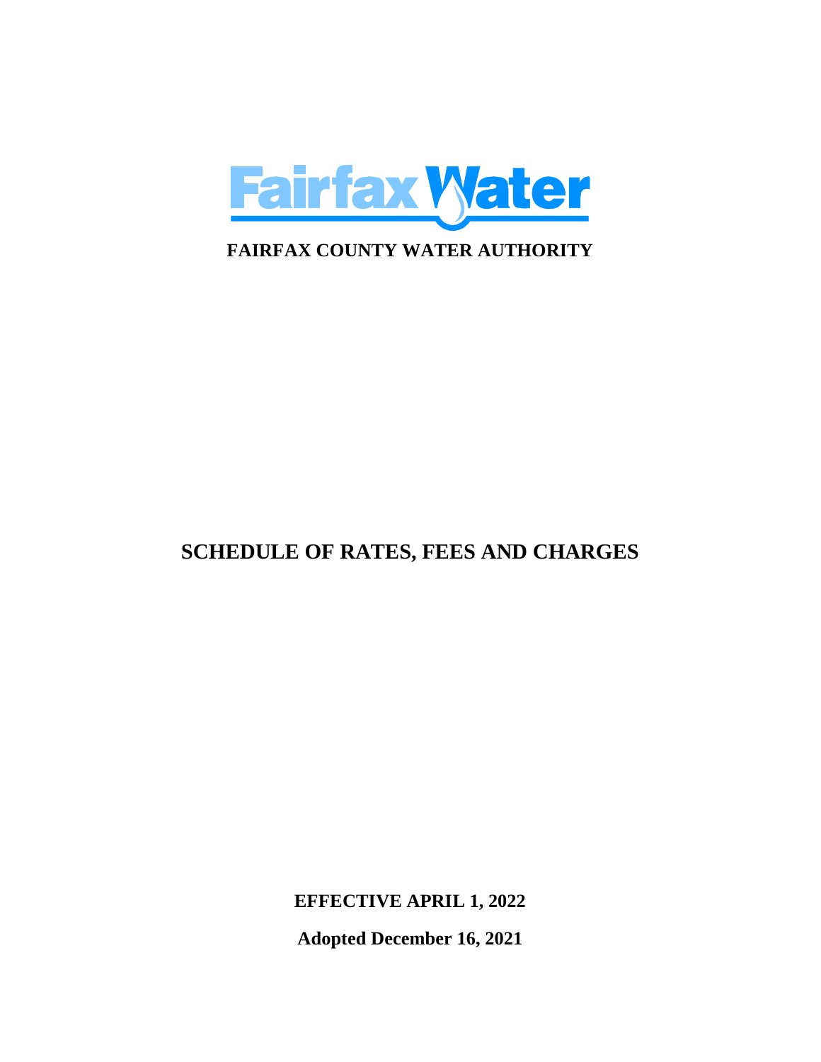Fairfax Water

**FAIRFAX COUNTY WATER AUTHORITY**

# SCHEDULE OF RATES, FEES AND CHARGES

**EFFECTIVE APRIL 1, 2022**

**Adopted December 16, 2021**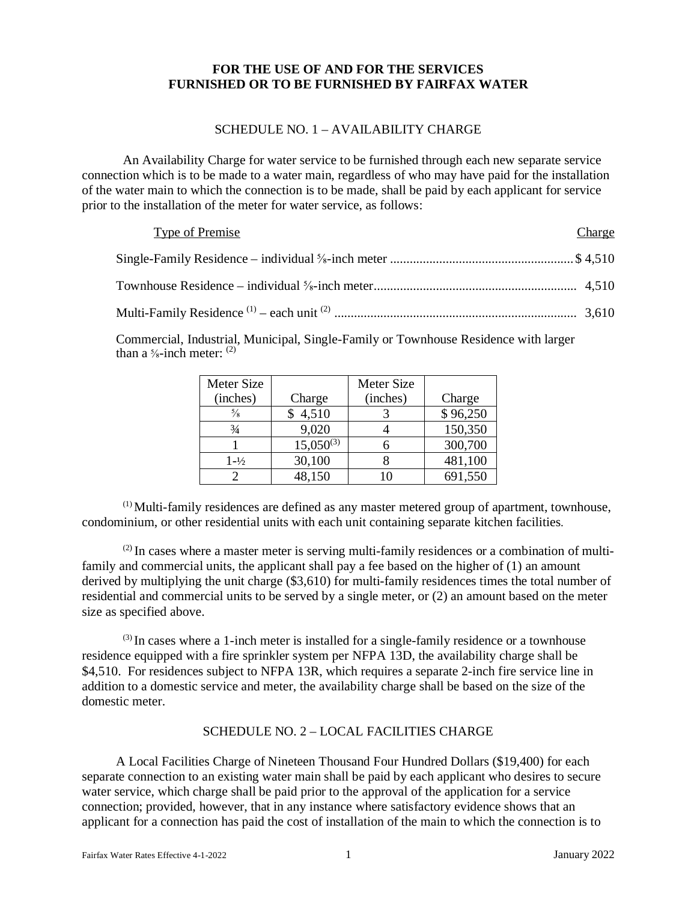**FOR THE USE OF AND FOR THE SERVICES FURNISHED OR TO BE FURNISHED BY FAIRFAX WATER**

## SCHEDULE NO. 1 – AVAILABILITY CHARGE

An Availability Charge for water service to be furnished through each new separate service connection which is to be made to a water main, regardless of who may have paid for the installation of the water main to which the connection is to be made, shall be paid by each applicant for service prior to the installation of the meter for water service, as follows:

| Type of Premise | Charge |
|---|---|
| Single-Family Residence – individual ⅝-inch meter | $ 4,510 |
| Townhouse Residence – individual ⅝-inch meter | 4,510 |
| Multi-Family Residence [(1)] – each unit [(2)] | 3,610 |

Commercial, Industrial, Municipal, Single-Family or Townhouse Residence with larger than a ⅝-inch meter: [(2)]

| Meter Size (inches) | Charge | Meter Size (inches) | Charge |
|---|---|---|---|
| ⅝ | $ 4,510 | 3 | $ 96,250 |
| ¾ | 9,020 | 4 | 150,350 |
| 1 | 15,050[(3)] | 6 | 300,700 |
| 1-½ | 30,100 | 8 | 481,100 |
| 2 | 48,150 | 10 | 691,550 |

[(1)] Multi-family residences are defined as any master metered group of apartment, townhouse, condominium, or other residential units with each unit containing separate kitchen facilities.

[(2)] In cases where a master meter is serving multi-family residences or a combination of multi-family and commercial units, the applicant shall pay a fee based on the higher of (1) an amount derived by multiplying the unit charge ($3,610) for multi-family residences times the total number of residential and commercial units to be served by a single meter, or (2) an amount based on the meter size as specified above.

[(3)] In cases where a 1-inch meter is installed for a single-family residence or a townhouse residence equipped with a fire sprinkler system per NFPA 13D, the availability charge shall be $4,510. For residences subject to NFPA 13R, which requires a separate 2-inch fire service line in addition to a domestic service and meter, the availability charge shall be based on the size of the domestic meter.

## SCHEDULE NO. 2 – LOCAL FACILITIES CHARGE

A Local Facilities Charge of Nineteen Thousand Four Hundred Dollars ($19,400) for each separate connection to an existing water main shall be paid by each applicant who desires to secure water service, which charge shall be paid prior to the approval of the application for a service connection; provided, however, that in any instance where satisfactory evidence shows that an applicant for a connection has paid the cost of installation of the main to which the connection is to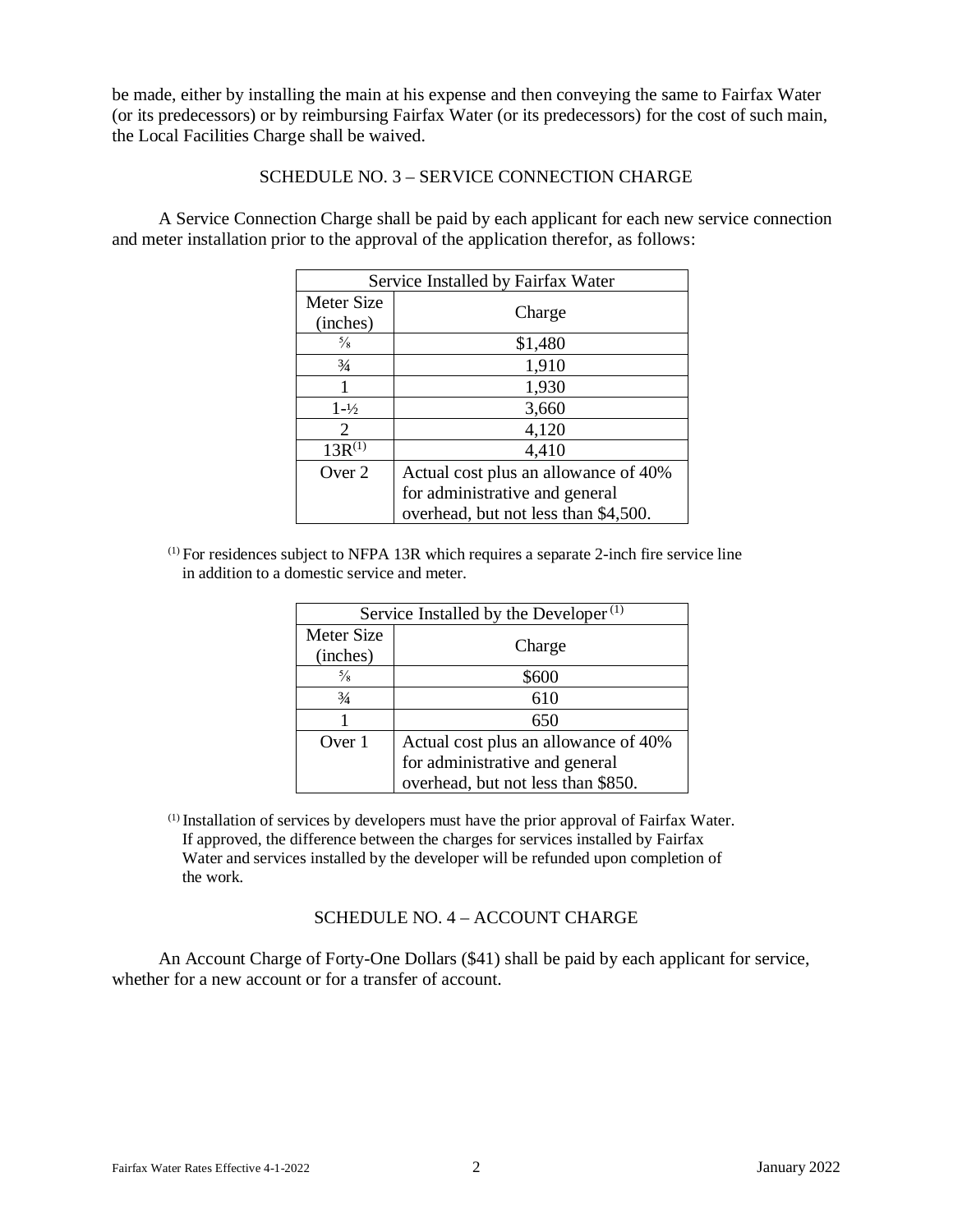be made, either by installing the main at his expense and then conveying the same to Fairfax Water (or its predecessors) or by reimbursing Fairfax Water (or its predecessors) for the cost of such main, the Local Facilities Charge shall be waived.

## SCHEDULE NO. 3 – SERVICE CONNECTION CHARGE

A Service Connection Charge shall be paid by each applicant for each new service connection and meter installation prior to the approval of the application therefor, as follows:

| Service Installed by Fairfax Water | |
|---|---|
| Meter Size (inches) | Charge |
| ⅝ | $1,480 |
| ¾ | 1,910 |
| 1 | 1,930 |
| 1-½ | 3,660 |
| 2 | 4,120 |
| 13R[(1)] | 4,410 |
| Over 2 | Actual cost plus an allowance of 40% for administrative and general overhead, but not less than $4,500. |

[(1)] For residences subject to NFPA 13R which requires a separate 2-inch fire service line in addition to a domestic service and meter.

| Service Installed by the Developer[(1)] | |
|---|---|
| Meter Size (inches) | Charge |
| ⅝ | $600 |
| ¾ | 610 |
| 1 | 650 |
| Over 1 | Actual cost plus an allowance of 40% for administrative and general overhead, but not less than $850. |

[(1)] Installation of services by developers must have the prior approval of Fairfax Water. If approved, the difference between the charges for services installed by Fairfax Water and services installed by the developer will be refunded upon completion of the work.

## SCHEDULE NO. 4 – ACCOUNT CHARGE

An Account Charge of Forty-One Dollars ($41) shall be paid by each applicant for service, whether for a new account or for a transfer of account.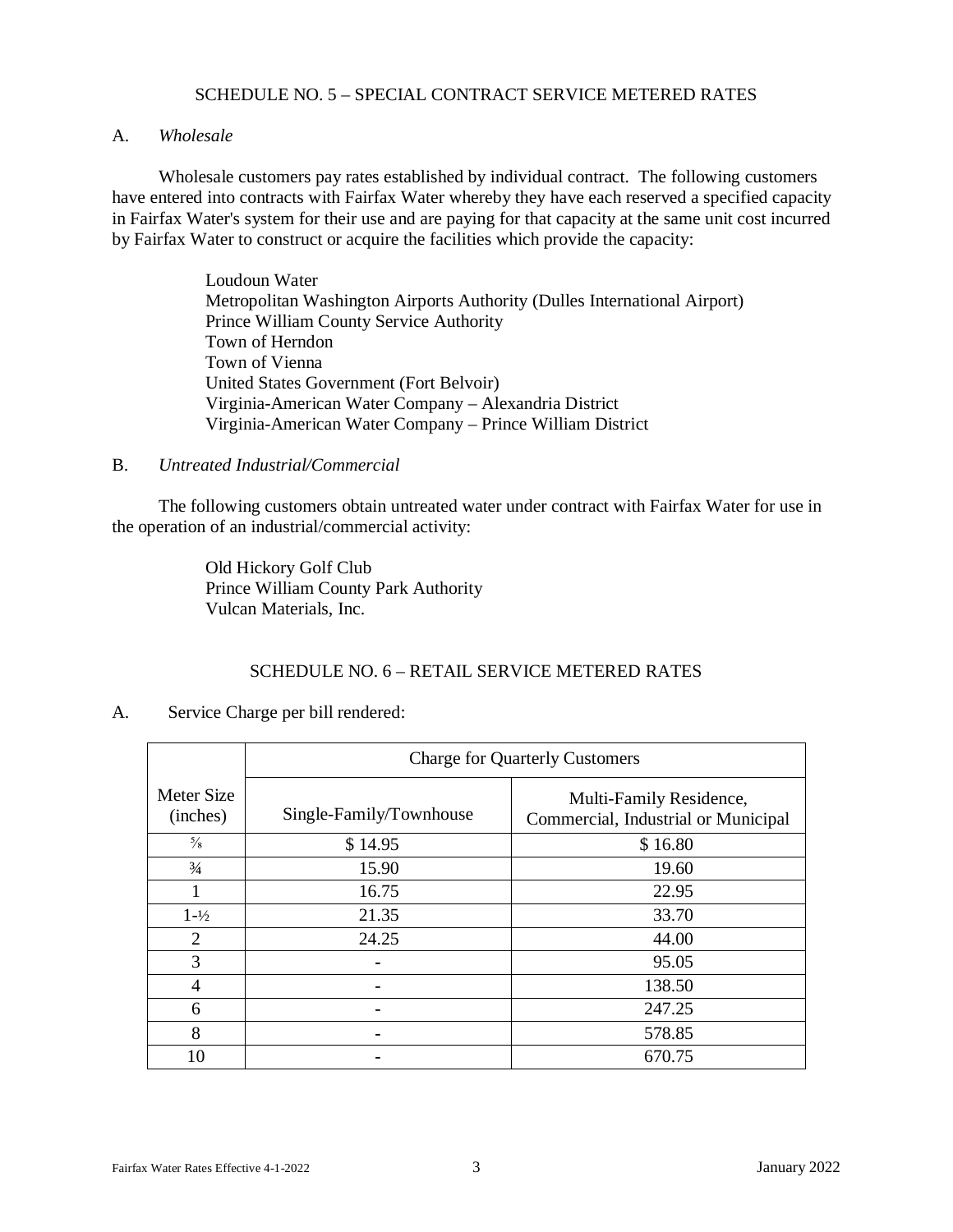## SCHEDULE NO. 5 – SPECIAL CONTRACT SERVICE METERED RATES

A. *Wholesale*

Wholesale customers pay rates established by individual contract. The following customers have entered into contracts with Fairfax Water whereby they have each reserved a specified capacity in Fairfax Water's system for their use and are paying for that capacity at the same unit cost incurred by Fairfax Water to construct or acquire the facilities which provide the capacity:

Loudoun Water
Metropolitan Washington Airports Authority (Dulles International Airport)
Prince William County Service Authority
Town of Herndon
Town of Vienna
United States Government (Fort Belvoir)
Virginia-American Water Company – Alexandria District
Virginia-American Water Company – Prince William District

B. *Untreated Industrial/Commercial*

The following customers obtain untreated water under contract with Fairfax Water for use in the operation of an industrial/commercial activity:

Old Hickory Golf Club
Prince William County Park Authority
Vulcan Materials, Inc.

## SCHEDULE NO. 6 – RETAIL SERVICE METERED RATES

A. Service Charge per bill rendered:

| | Charge for Quarterly Customers | |
|---|---|---|
| Meter Size (inches) | Single-Family/Townhouse | Multi-Family Residence, Commercial, Industrial or Municipal |
| ⅝ | \$ 14.95 | \$ 16.80 |
| ¾ | 15.90 | 19.60 |
| 1 | 16.75 | 22.95 |
| 1-½ | 21.35 | 33.70 |
| 2 | 24.25 | 44.00 |
| 3 | - | 95.05 |
| 4 | - | 138.50 |
| 6 | - | 247.25 |
| 8 | - | 578.85 |
| 10 | - | 670.75 |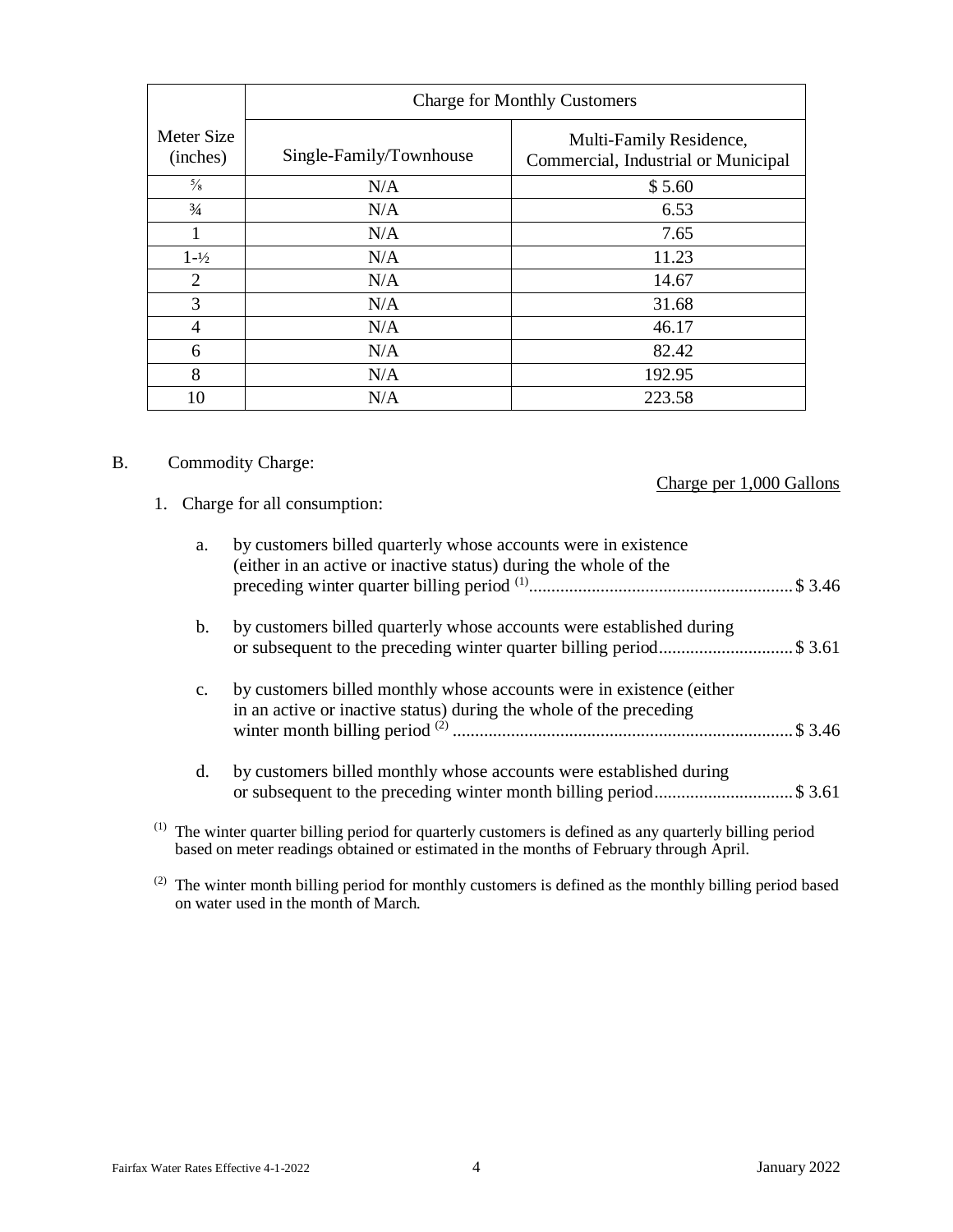| Meter Size (inches) | Charge for Monthly Customers | |
|---|---|---|
| | Single-Family/Townhouse | Multi-Family Residence, Commercial, Industrial or Municipal |
| ⅝ | N/A | $ 5.60 |
| ¾ | N/A | 6.53 |
| 1 | N/A | 7.65 |
| 1-½ | N/A | 11.23 |
| 2 | N/A | 14.67 |
| 3 | N/A | 31.68 |
| 4 | N/A | 46.17 |
| 6 | N/A | 82.42 |
| 8 | N/A | 192.95 |
| 10 | N/A | 223.58 |

B. Commodity Charge:

Charge per 1,000 Gallons

1. Charge for all consumption:

   a. by customers billed quarterly whose accounts were in existence (either in an active or inactive status) during the whole of the preceding winter quarter billing period [1] .......... $ 3.46

   b. by customers billed quarterly whose accounts were established during or subsequent to the preceding winter quarter billing period .......... $ 3.61

   c. by customers billed monthly whose accounts were in existence (either in an active or inactive status) during the whole of the preceding winter month billing period [2] .......... $ 3.46

   d. by customers billed monthly whose accounts were established during or subsequent to the preceding winter month billing period .......... $ 3.61

[1] The winter quarter billing period for quarterly customers is defined as any quarterly billing period based on meter readings obtained or estimated in the months of February through April.

[2] The winter month billing period for monthly customers is defined as the monthly billing period based on water used in the month of March.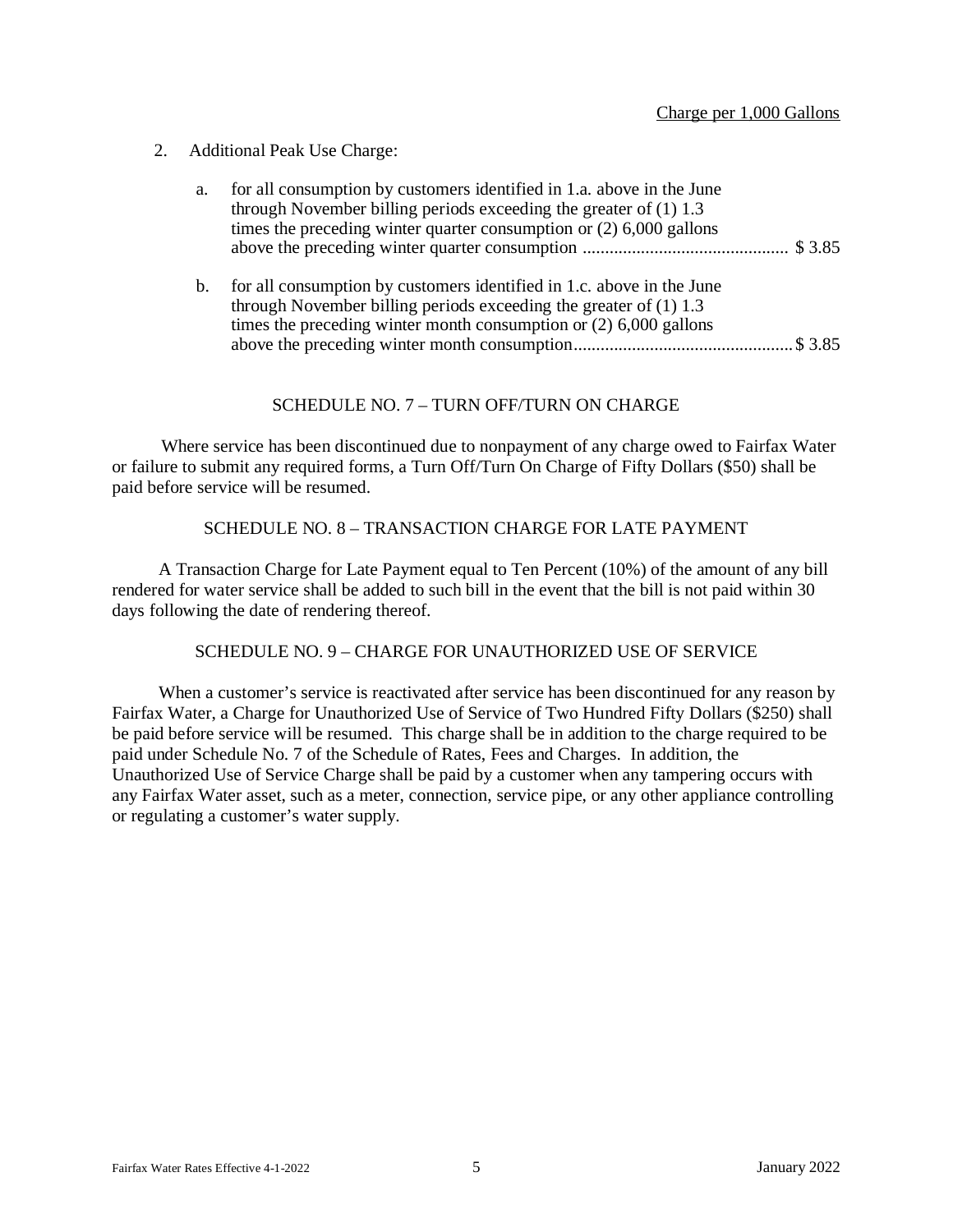Charge per 1,000 Gallons

2. Additional Peak Use Charge:

   a. for all consumption by customers identified in 1.a. above in the June through November billing periods exceeding the greater of (1) 1.3 times the preceding winter quarter consumption or (2) 6,000 gallons above the preceding winter quarter consumption ............................................. $ 3.85

   b. for all consumption by customers identified in 1.c. above in the June through November billing periods exceeding the greater of (1) 1.3 times the preceding winter month consumption or (2) 6,000 gallons above the preceding winter month consumption................................................. $ 3.85

## SCHEDULE NO. 7 – TURN OFF/TURN ON CHARGE

Where service has been discontinued due to nonpayment of any charge owed to Fairfax Water or failure to submit any required forms, a Turn Off/Turn On Charge of Fifty Dollars ($50) shall be paid before service will be resumed.

## SCHEDULE NO. 8 – TRANSACTION CHARGE FOR LATE PAYMENT

A Transaction Charge for Late Payment equal to Ten Percent (10%) of the amount of any bill rendered for water service shall be added to such bill in the event that the bill is not paid within 30 days following the date of rendering thereof.

## SCHEDULE NO. 9 – CHARGE FOR UNAUTHORIZED USE OF SERVICE

When a customer's service is reactivated after service has been discontinued for any reason by Fairfax Water, a Charge for Unauthorized Use of Service of Two Hundred Fifty Dollars ($250) shall be paid before service will be resumed. This charge shall be in addition to the charge required to be paid under Schedule No. 7 of the Schedule of Rates, Fees and Charges. In addition, the Unauthorized Use of Service Charge shall be paid by a customer when any tampering occurs with any Fairfax Water asset, such as a meter, connection, service pipe, or any other appliance controlling or regulating a customer's water supply.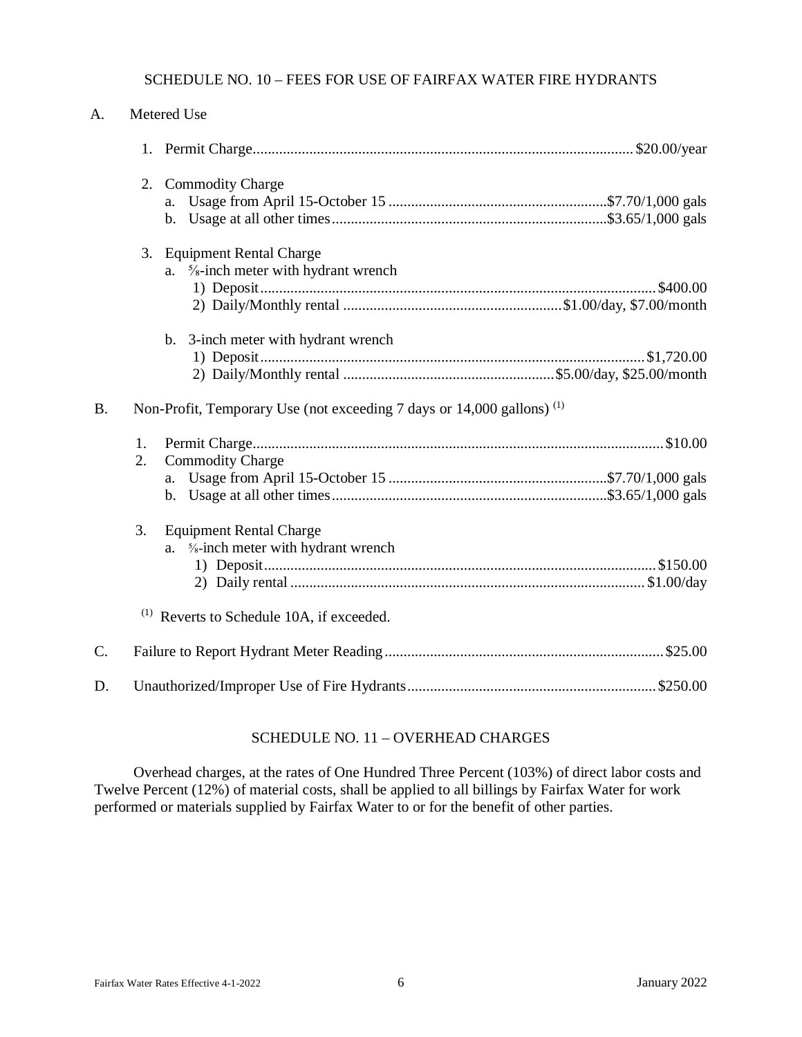## SCHEDULE NO. 10 – FEES FOR USE OF FAIRFAX WATER FIRE HYDRANTS

A. Metered Use

1. Permit Charge........................................................ $20.00/year

2. Commodity Charge
   a. Usage from April 15-October 15 ........................................ $7.70/1,000 gals
   b. Usage at all other times........................................ $3.65/1,000 gals

3. Equipment Rental Charge
   a. ⅝-inch meter with hydrant wrench
      1) Deposit........................................................ $400.00
      2) Daily/Monthly rental ........................................ $1.00/day, $7.00/month

   b. 3-inch meter with hydrant wrench
      1) Deposit........................................................ $1,720.00
      2) Daily/Monthly rental ........................................ $5.00/day, $25.00/month

B. Non-Profit, Temporary Use (not exceeding 7 days or 14,000 gallons) [(1)]

1. Permit Charge........................................................ $10.00
2. Commodity Charge
   a. Usage from April 15-October 15 ........................................ $7.70/1,000 gals
   b. Usage at all other times........................................ $3.65/1,000 gals

3. Equipment Rental Charge
   a. ⅝-inch meter with hydrant wrench
      1) Deposit........................................................ $150.00
      2) Daily rental ........................................................ $1.00/day

[(1)] Reverts to Schedule 10A, if exceeded.

C. Failure to Report Hydrant Meter Reading........................................ $25.00

D. Unauthorized/Improper Use of Fire Hydrants........................................ $250.00

## SCHEDULE NO. 11 – OVERHEAD CHARGES

Overhead charges, at the rates of One Hundred Three Percent (103%) of direct labor costs and Twelve Percent (12%) of material costs, shall be applied to all billings by Fairfax Water for work performed or materials supplied by Fairfax Water to or for the benefit of other parties.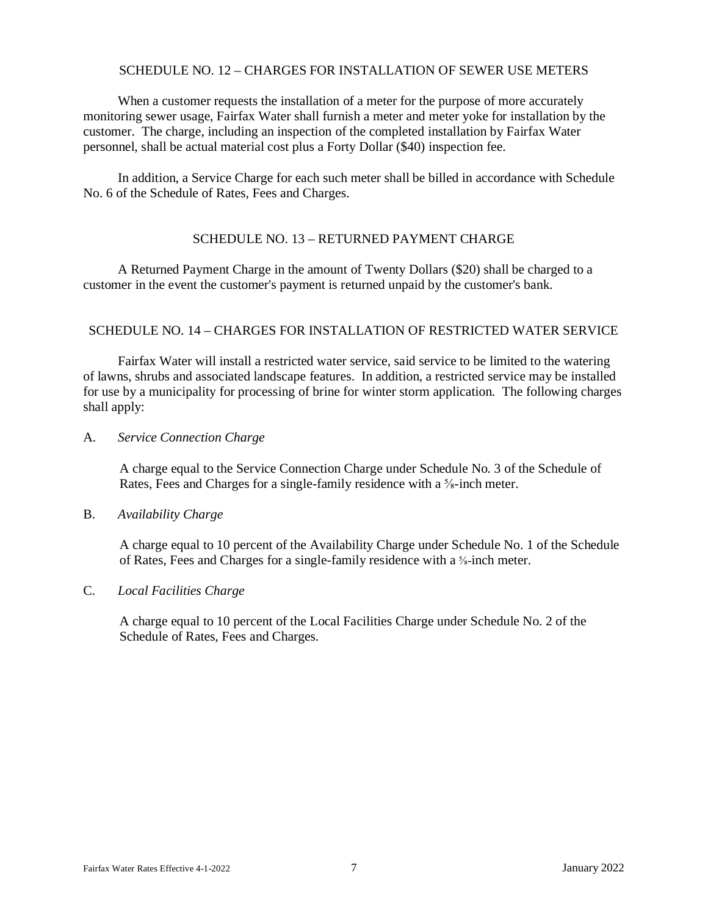## SCHEDULE NO. 12 – CHARGES FOR INSTALLATION OF SEWER USE METERS

When a customer requests the installation of a meter for the purpose of more accurately monitoring sewer usage, Fairfax Water shall furnish a meter and meter yoke for installation by the customer. The charge, including an inspection of the completed installation by Fairfax Water personnel, shall be actual material cost plus a Forty Dollar ($40) inspection fee.

In addition, a Service Charge for each such meter shall be billed in accordance with Schedule No. 6 of the Schedule of Rates, Fees and Charges.

## SCHEDULE NO. 13 – RETURNED PAYMENT CHARGE

A Returned Payment Charge in the amount of Twenty Dollars ($20) shall be charged to a customer in the event the customer's payment is returned unpaid by the customer's bank.

## SCHEDULE NO. 14 – CHARGES FOR INSTALLATION OF RESTRICTED WATER SERVICE

Fairfax Water will install a restricted water service, said service to be limited to the watering of lawns, shrubs and associated landscape features. In addition, a restricted service may be installed for use by a municipality for processing of brine for winter storm application. The following charges shall apply:

A. *Service Connection Charge*

A charge equal to the Service Connection Charge under Schedule No. 3 of the Schedule of Rates, Fees and Charges for a single-family residence with a ⅝-inch meter.

B. *Availability Charge*

A charge equal to 10 percent of the Availability Charge under Schedule No. 1 of the Schedule of Rates, Fees and Charges for a single-family residence with a ⅝-inch meter.

C. *Local Facilities Charge*

A charge equal to 10 percent of the Local Facilities Charge under Schedule No. 2 of the Schedule of Rates, Fees and Charges.